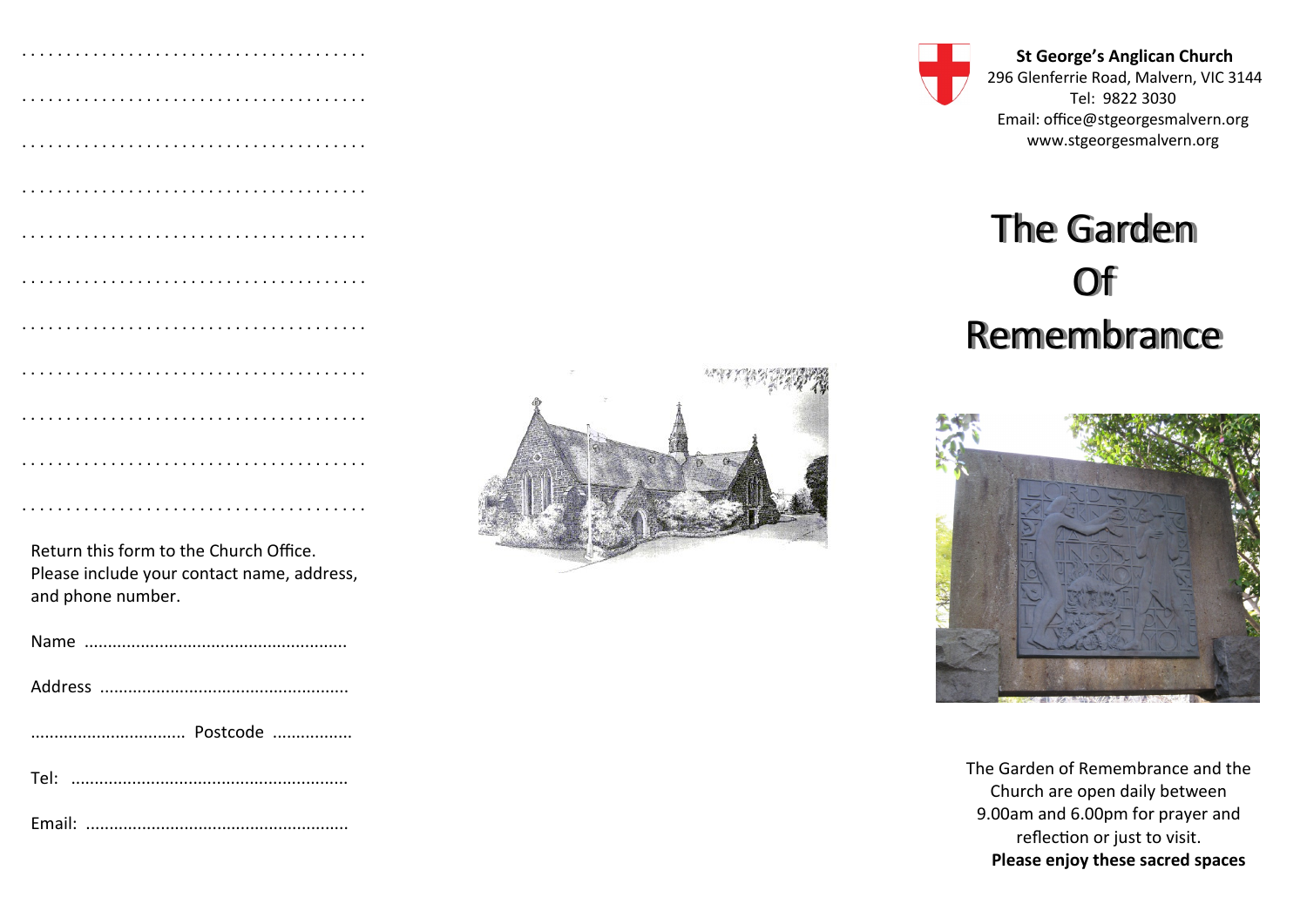. . . . . . . . . . . . . . . . . . . . . . . . . . . . . . . . . . . . . .

. . . . . . . . . . . . . . . . . . . . . . . . . . . . . . . . . . . . . .

. . . . . . . . . . . . . . . . . . . . . . . . . . . . . . . . . . . . . .

. . . . . . . . . . . . . . . . . . . . . . . . . . . . . . . . . . . . . .

. . . . . . . . . . . . . . . . . . . . . . . . . . . . . . . . . . . . . .

. . . . . . . . . . . . . . . . . . . . . . . . . . . . . . . . . . . . . .

. . . . . . . . . . . . . . . . . . . . . . . . . . . . . . . . . . . . . .

. . . . . . . . . . . . . . . . . . . . . . . . . . . . . . . . . . . . . .

. . . . . . . . . . . . . . . . . . . . . . . . . . . . . . . . . . . . . .

. . . . . . . . . . . . . . . . . . . . . . . . . . . . . . . . . . . . . .

. . . . . . . . . . . . . . . . . . . . . . . . . . . . . . . . . . . . . .

Return this form to the Church Office.
Please include your contact name, address, and phone number.

Name ........................................................

Address .....................................................

................................. Postcode .................

Tel: ...........................................................

Email: ........................................................

**St George's Anglican Church**
296 Glenferrie Road, Malvern, VIC 3144
Tel: 9822 3030
Email: office@stgeorgesmalvern.org
www.stgeorgesmalvern.org

# The Garden Of Remembrance

The Garden of Remembrance and the Church are open daily between 9.00am and 6.00pm for prayer and reflection or just to visit.

**Please enjoy these sacred spaces**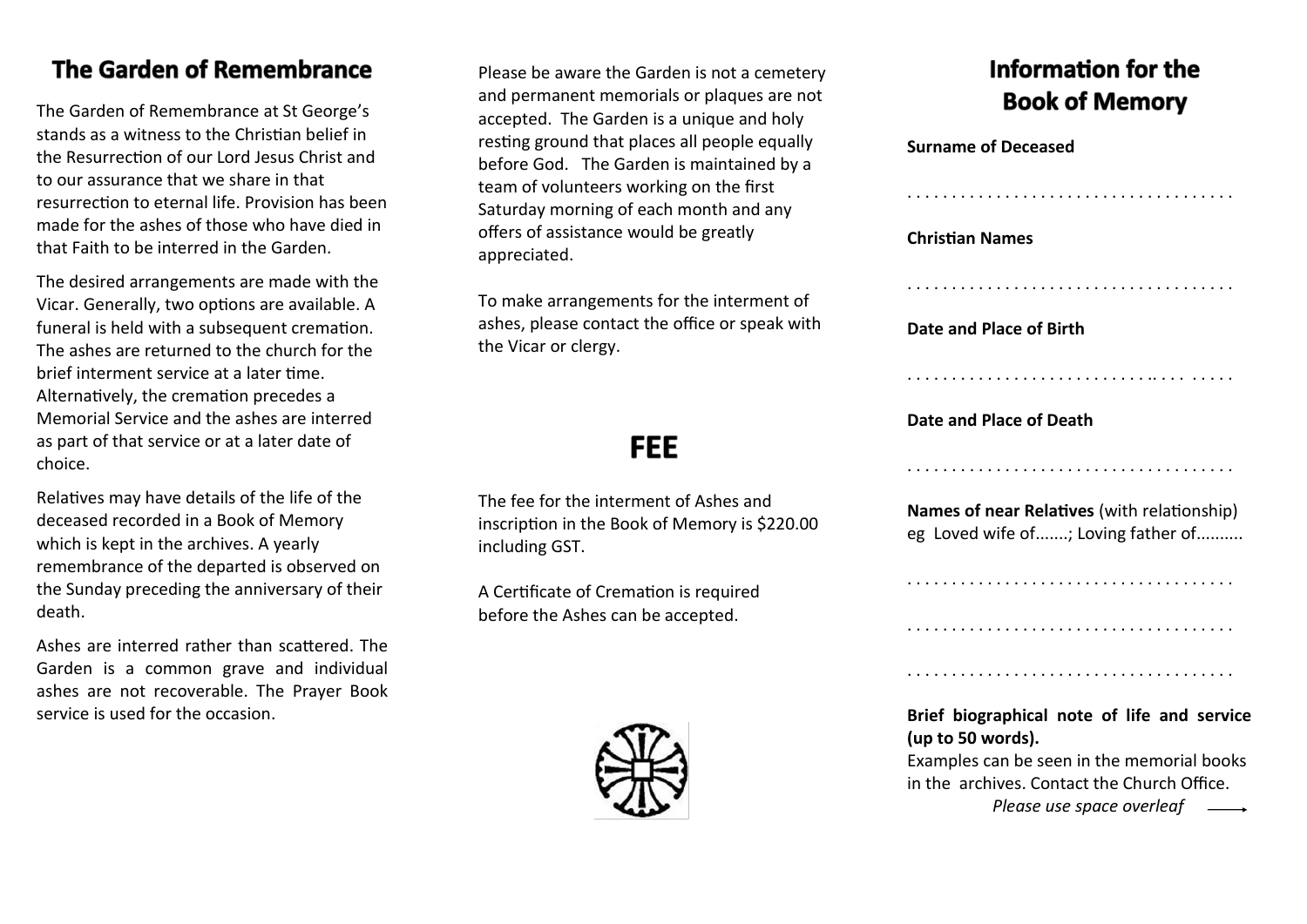## The Garden of Remembrance

The Garden of Remembrance at St George's stands as a witness to the Christian belief in the Resurrection of our Lord Jesus Christ and to our assurance that we share in that resurrection to eternal life. Provision has been made for the ashes of those who have died in that Faith to be interred in the Garden.

The desired arrangements are made with the Vicar. Generally, two options are available. A funeral is held with a subsequent cremation. The ashes are returned to the church for the brief interment service at a later time. Alternatively, the cremation precedes a Memorial Service and the ashes are interred as part of that service or at a later date of choice.

Relatives may have details of the life of the deceased recorded in a Book of Memory which is kept in the archives. A yearly remembrance of the departed is observed on the Sunday preceding the anniversary of their death.

Ashes are interred rather than scattered. The Garden is a common grave and individual ashes are not recoverable. The Prayer Book service is used for the occasion.

Please be aware the Garden is not a cemetery and permanent memorials or plaques are not accepted. The Garden is a unique and holy resting ground that places all people equally before God. The Garden is maintained by a team of volunteers working on the first Saturday morning of each month and any offers of assistance would be greatly appreciated.

To make arrangements for the interment of ashes, please contact the office or speak with the Vicar or clergy.

## FEE

The fee for the interment of Ashes and inscription in the Book of Memory is $220.00 including GST.

A Certificate of Cremation is required before the Ashes can be accepted.

## Information for the Book of Memory

**Surname of Deceased**

. . . . . . . . . . . . . . . . . . . . . . . . . . . . . . . . . . . . .

**Christian Names**

. . . . . . . . . . . . . . . . . . . . . . . . . . . . . . . . . . . . .

**Date and Place of Birth**

. . . . . . . . . . . . . . . . . . . . . . . . . . . .. . . . . . . . .

**Date and Place of Death**

. . . . . . . . . . . . . . . . . . . . . . . . . . . . . . . . . . . . .

**Names of near Relatives** (with relationship)
eg Loved wife of.......; Loving father of..........

. . . . . . . . . . . . . . . . . . . . . . . . . . . . . . . . . . . . .

. . . . . . . . . . . . . . . . . . . . . . . . . . . . . . . . . . . . .

. . . . . . . . . . . . . . . . . . . . . . . . . . . . . . . . . . . . .

**Brief biographical note of life and service (up to 50 words).**
Examples can be seen in the memorial books in the archives. Contact the Church Office.
*Please use space overleaf* ⟶